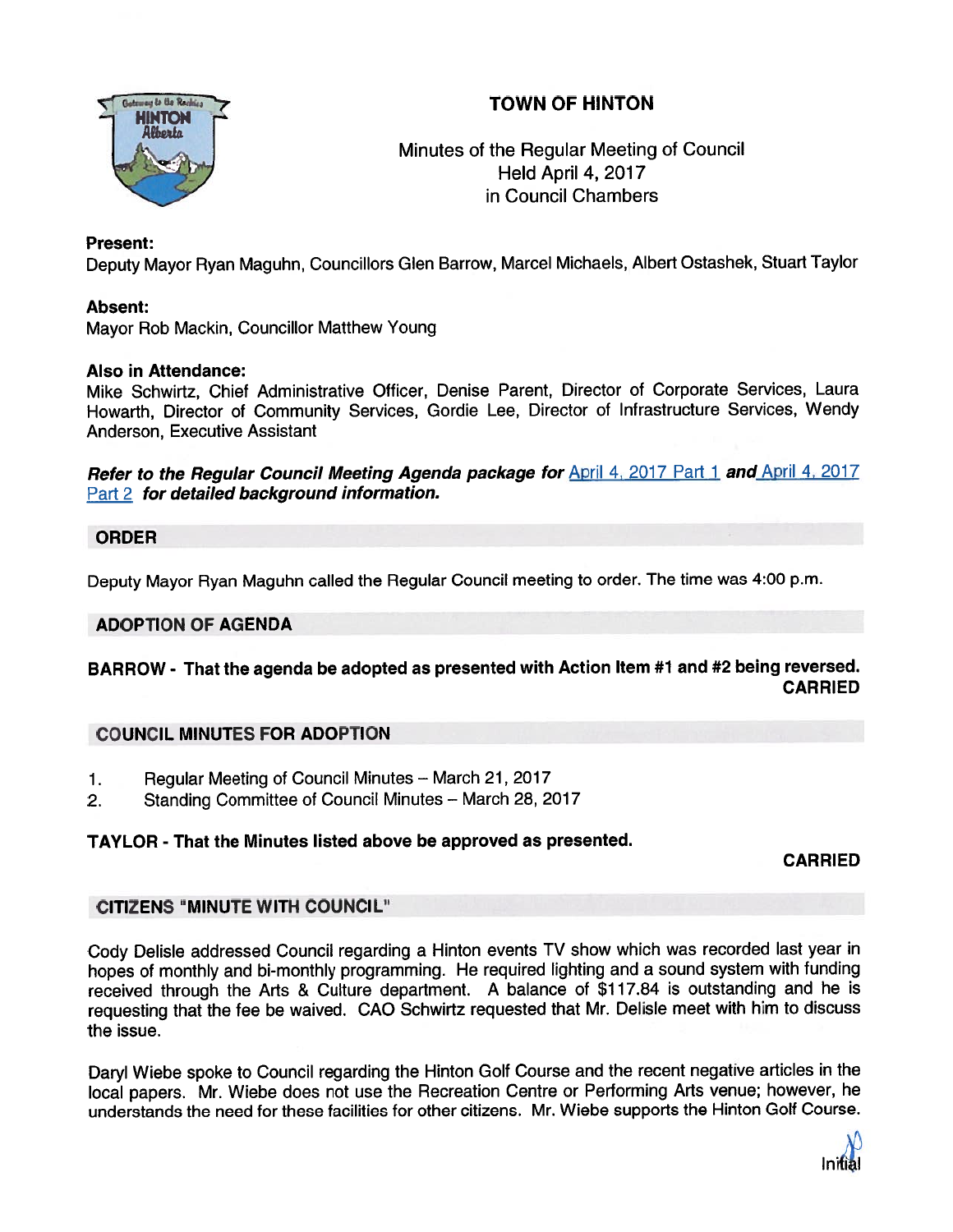# TOWN OF HINTON

Minutes of the Regular Meeting of Council
Held April 4, 2017
in Council Chambers

**Present:**
Deputy Mayor Ryan Maguhn, Councillors Glen Barrow, Marcel Michaels, Albert Ostashek, Stuart Taylor

**Absent:**
Mayor Rob Mackin, Councillor Matthew Young

**Also in Attendance:**
Mike Schwirtz, Chief Administrative Officer, Denise Parent, Director of Corporate Services, Laura Howarth, Director of Community Services, Gordie Lee, Director of Infrastructure Services, Wendy Anderson, Executive Assistant

***Refer to the Regular Council Meeting Agenda package for*** April 4, 2017 Part 1 ***and*** April 4, 2017 Part 2 ***for detailed background information.***

## ORDER

Deputy Mayor Ryan Maguhn called the Regular Council meeting to order. The time was 4:00 p.m.

## ADOPTION OF AGENDA

**BARROW - That the agenda be adopted as presented with Action Item #1 and #2 being reversed.**
**CARRIED**

## COUNCIL MINUTES FOR ADOPTION

1. Regular Meeting of Council Minutes – March 21, 2017
2. Standing Committee of Council Minutes – March 28, 2017

**TAYLOR - That the Minutes listed above be approved as presented.**
**CARRIED**

## CITIZENS "MINUTE WITH COUNCIL"

Cody Delisle addressed Council regarding a Hinton events TV show which was recorded last year in hopes of monthly and bi-monthly programming. He required lighting and a sound system with funding received through the Arts & Culture department. A balance of $117.84 is outstanding and he is requesting that the fee be waived. CAO Schwirtz requested that Mr. Delisle meet with him to discuss the issue.

Daryl Wiebe spoke to Council regarding the Hinton Golf Course and the recent negative articles in the local papers. Mr. Wiebe does not use the Recreation Centre or Performing Arts venue; however, he understands the need for these facilities for other citizens. Mr. Wiebe supports the Hinton Golf Course.

Initial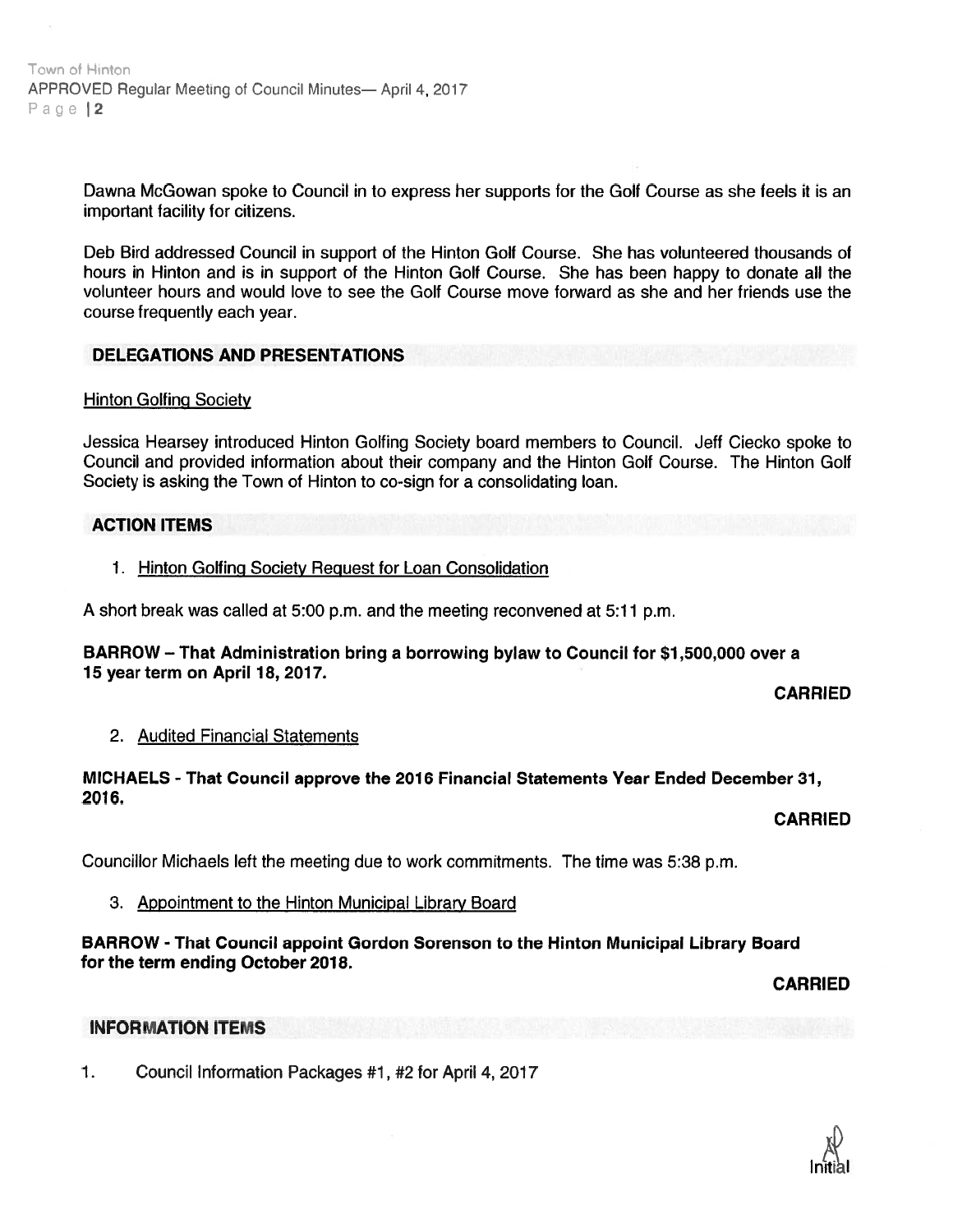Dawna McGowan spoke to Council in to express her supports for the Golf Course as she feels it is an important facility for citizens.

Deb Bird addressed Council in support of the Hinton Golf Course. She has volunteered thousands of hours in Hinton and is in support of the Hinton Golf Course. She has been happy to donate all the volunteer hours and would love to see the Golf Course move forward as she and her friends use the course frequently each year.

## DELEGATIONS AND PRESENTATIONS

Hinton Golfing Society

Jessica Hearsey introduced Hinton Golfing Society board members to Council. Jeff Ciecko spoke to Council and provided information about their company and the Hinton Golf Course. The Hinton Golf Society is asking the Town of Hinton to co-sign for a consolidating loan.

## ACTION ITEMS

1. Hinton Golfing Society Request for Loan Consolidation

A short break was called at 5:00 p.m. and the meeting reconvened at 5:11 p.m.

**BARROW – That Administration bring a borrowing bylaw to Council for $1,500,000 over a 15 year term on April 18, 2017.**

**CARRIED**

2. Audited Financial Statements

**MICHAELS - That Council approve the 2016 Financial Statements Year Ended December 31, 2016.**

**CARRIED**

Councillor Michaels left the meeting due to work commitments. The time was 5:38 p.m.

3. Appointment to the Hinton Municipal Library Board

**BARROW - That Council appoint Gordon Sorenson to the Hinton Municipal Library Board for the term ending October 2018.**

**CARRIED**

## INFORMATION ITEMS

1. Council Information Packages #1, #2 for April 4, 2017

Initial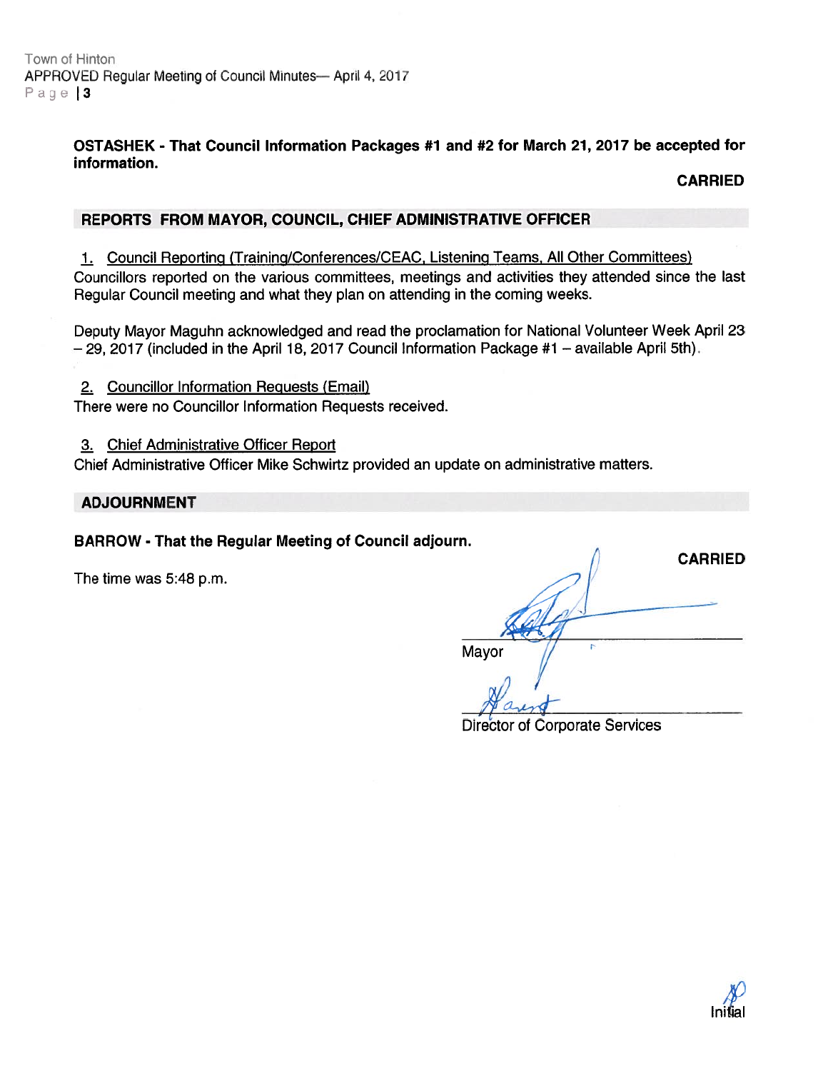**OSTASHEK - That Council Information Packages #1 and #2 for March 21, 2017 be accepted for information.**

**CARRIED**

## REPORTS FROM MAYOR, COUNCIL, CHIEF ADMINISTRATIVE OFFICER

1. Council Reporting (Training/Conferences/CEAC, Listening Teams, All Other Committees)

Councillors reported on the various committees, meetings and activities they attended since the last Regular Council meeting and what they plan on attending in the coming weeks.

Deputy Mayor Maguhn acknowledged and read the proclamation for National Volunteer Week April 23 – 29, 2017 (included in the April 18, 2017 Council Information Package #1 – available April 5th).

2. Councillor Information Requests (Email)

There were no Councillor Information Requests received.

3. Chief Administrative Officer Report

Chief Administrative Officer Mike Schwirtz provided an update on administrative matters.

## ADJOURNMENT

**BARROW - That the Regular Meeting of Council adjourn.**

**CARRIED**

The time was 5:48 p.m.

Mayor

Director of Corporate Services

Initial